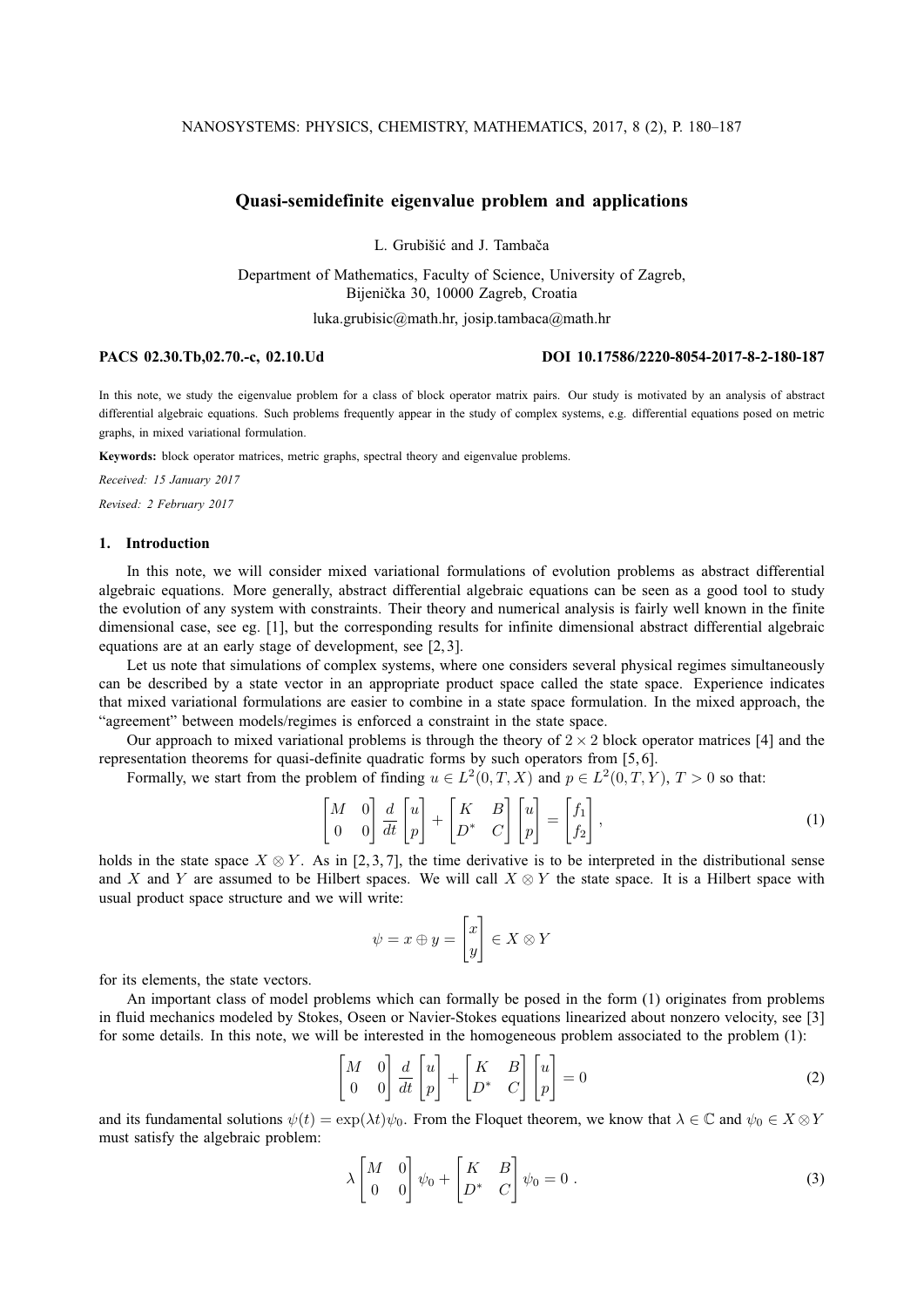# Quasi-semidefinite eigenvalue problem and applications

L. Grubišić and J. Tambača

Department of Mathematics, Faculty of Science, University of Zagreb,
Bijenička 30, 10000 Zagreb, Croatia

luka.grubisic@math.hr, josip.tambaca@math.hr

**PACS 02.30.Tb,02.70.-c, 02.10.Ud** **DOI 10.17586/2220-8054-2017-8-2-180-187**

In this note, we study the eigenvalue problem for a class of block operator matrix pairs. Our study is motivated by an analysis of abstract differential algebraic equations. Such problems frequently appear in the study of complex systems, e.g. differential equations posed on metric graphs, in mixed variational formulation.

**Keywords:** block operator matrices, metric graphs, spectral theory and eigenvalue problems.

*Received: 15 January 2017*

*Revised: 2 February 2017*

## 1. Introduction

In this note, we will consider mixed variational formulations of evolution problems as abstract differential algebraic equations. More generally, abstract differential algebraic equations can be seen as a good tool to study the evolution of any system with constraints. Their theory and numerical analysis is fairly well known in the finite dimensional case, see eg. [1], but the corresponding results for infinite dimensional abstract differential algebraic equations are at an early stage of development, see [2,3].

Let us note that simulations of complex systems, where one considers several physical regimes simultaneously can be described by a state vector in an appropriate product space called the state space. Experience indicates that mixed variational formulations are easier to combine in a state space formulation. In the mixed approach, the "agreement" between models/regimes is enforced a constraint in the state space.

Our approach to mixed variational problems is through the theory of $2 \times 2$ block operator matrices [4] and the representation theorems for quasi-definite quadratic forms by such operators from [5,6].

Formally, we start from the problem of finding $u \in L^2(0,T,X)$ and $p \in L^2(0,T,Y)$, $T > 0$ so that:

$$\begin{bmatrix} M & 0 \\ 0 & 0 \end{bmatrix} \frac{d}{dt} \begin{bmatrix} u \\ p \end{bmatrix} + \begin{bmatrix} K & B \\ D^* & C \end{bmatrix} \begin{bmatrix} u \\ p \end{bmatrix} = \begin{bmatrix} f_1 \\ f_2 \end{bmatrix}, \tag{1}$$

holds in the state space $X \otimes Y$. As in [2,3,7], the time derivative is to be interpreted in the distributional sense and $X$ and $Y$ are assumed to be Hilbert spaces. We will call $X \otimes Y$ the state space. It is a Hilbert space with usual product space structure and we will write:

$$\psi = x \oplus y = \begin{bmatrix} x \\ y \end{bmatrix} \in X \otimes Y$$

for its elements, the state vectors.

An important class of model problems which can formally be posed in the form (1) originates from problems in fluid mechanics modeled by Stokes, Oseen or Navier-Stokes equations linearized about nonzero velocity, see [3] for some details. In this note, we will be interested in the homogeneous problem associated to the problem (1):

$$\begin{bmatrix} M & 0 \\ 0 & 0 \end{bmatrix} \frac{d}{dt} \begin{bmatrix} u \\ p \end{bmatrix} + \begin{bmatrix} K & B \\ D^* & C \end{bmatrix} \begin{bmatrix} u \\ p \end{bmatrix} = 0 \tag{2}$$

and its fundamental solutions $\psi(t) = \exp(\lambda t)\psi_0$. From the Floquet theorem, we know that $\lambda \in \mathbb{C}$ and $\psi_0 \in X \otimes Y$ must satisfy the algebraic problem:

$$\lambda \begin{bmatrix} M & 0 \\ 0 & 0 \end{bmatrix} \psi_0 + \begin{bmatrix} K & B \\ D^* & C \end{bmatrix} \psi_0 = 0 \, . \tag{3}$$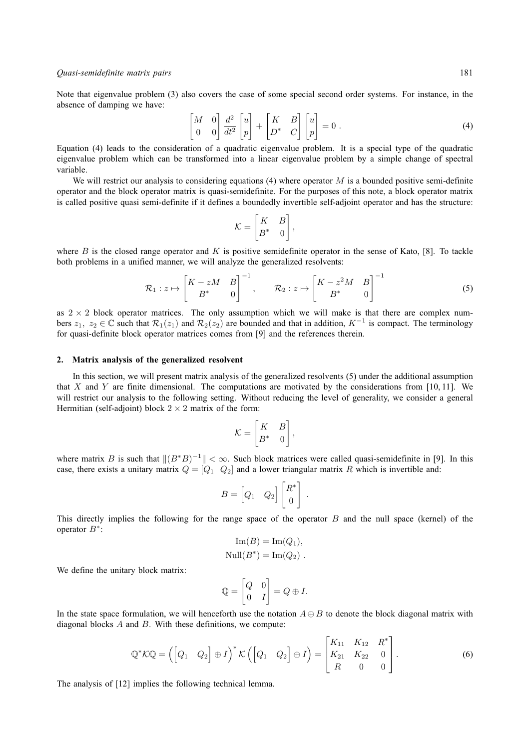Note that eigenvalue problem (3) also covers the case of some special second order systems. For instance, in the absence of damping we have:

$$\begin{bmatrix} M & 0 \\ 0 & 0 \end{bmatrix} \frac{d^2}{dt^2} \begin{bmatrix} u \\ p \end{bmatrix} + \begin{bmatrix} K & B \\ D^* & C \end{bmatrix} \begin{bmatrix} u \\ p \end{bmatrix} = 0 \; . \tag{4}$$

Equation (4) leads to the consideration of a quadratic eigenvalue problem. It is a special type of the quadratic eigenvalue problem which can be transformed into a linear eigenvalue problem by a simple change of spectral variable.

We will restrict our analysis to considering equations (4) where operator $M$ is a bounded positive semi-definite operator and the block operator matrix is quasi-semidefinite. For the purposes of this note, a block operator matrix is called positive quasi semi-definite if it defines a boundedly invertible self-adjoint operator and has the structure:

$$\mathcal{K} = \begin{bmatrix} K & B \\ B^* & 0 \end{bmatrix},$$

where $B$ is the closed range operator and $K$ is positive semidefinite operator in the sense of Kato, [8]. To tackle both problems in a unified manner, we will analyze the generalized resolvents:

$$\mathcal{R}_1 : z \mapsto \begin{bmatrix} K - zM & B \\ B^* & 0 \end{bmatrix}^{-1}, \qquad \mathcal{R}_2 : z \mapsto \begin{bmatrix} K - z^2 M & B \\ B^* & 0 \end{bmatrix}^{-1} \tag{5}$$

as $2 \times 2$ block operator matrices. The only assumption which we will make is that there are complex numbers $z_1, \; z_2 \in \mathbb{C}$ such that $\mathcal{R}_1(z_1)$ and $\mathcal{R}_2(z_2)$ are bounded and that in addition, $K^{-1}$ is compact. The terminology for quasi-definite block operator matrices comes from [9] and the references therein.

## 2. Matrix analysis of the generalized resolvent

In this section, we will present matrix analysis of the generalized resolvents (5) under the additional assumption that $X$ and $Y$ are finite dimensional. The computations are motivated by the considerations from [10, 11]. We will restrict our analysis to the following setting. Without reducing the level of generality, we consider a general Hermitian (self-adjoint) block $2 \times 2$ matrix of the form:

$$\mathcal{K} = \begin{bmatrix} K & B \\ B^* & 0 \end{bmatrix},$$

where matrix $B$ is such that $\|(B^*B)^{-1}\| < \infty$. Such block matrices were called quasi-semidefinite in [9]. In this case, there exists a unitary matrix $Q = [Q_1 \;\; Q_2]$ and a lower triangular matrix $R$ which is invertible and:

$$B = \begin{bmatrix} Q_1 & Q_2 \end{bmatrix} \begin{bmatrix} R^* \\ 0 \end{bmatrix} \; .$$

This directly implies the following for the range space of the operator $B$ and the null space (kernel) of the operator $B^*$:

$$\begin{aligned} \mathrm{Im}(B) &= \mathrm{Im}(Q_1), \\ \mathrm{Null}(B^*) &= \mathrm{Im}(Q_2) \; . \end{aligned}$$

We define the unitary block matrix:

$$\mathbb{Q} = \begin{bmatrix} Q & 0 \\ 0 & I \end{bmatrix} = Q \oplus I.$$

In the state space formulation, we will henceforth use the notation $A \oplus B$ to denote the block diagonal matrix with diagonal blocks $A$ and $B$. With these definitions, we compute:

$$\mathbb{Q}^* \mathcal{K} \mathbb{Q} = \left( \begin{bmatrix} Q_1 & Q_2 \end{bmatrix} \oplus I \right)^* \mathcal{K} \left( \begin{bmatrix} Q_1 & Q_2 \end{bmatrix} \oplus I \right) = \begin{bmatrix} K_{11} & K_{12} & R^* \\ K_{21} & K_{22} & 0 \\ R & 0 & 0 \end{bmatrix}. \tag{6}$$

The analysis of [12] implies the following technical lemma.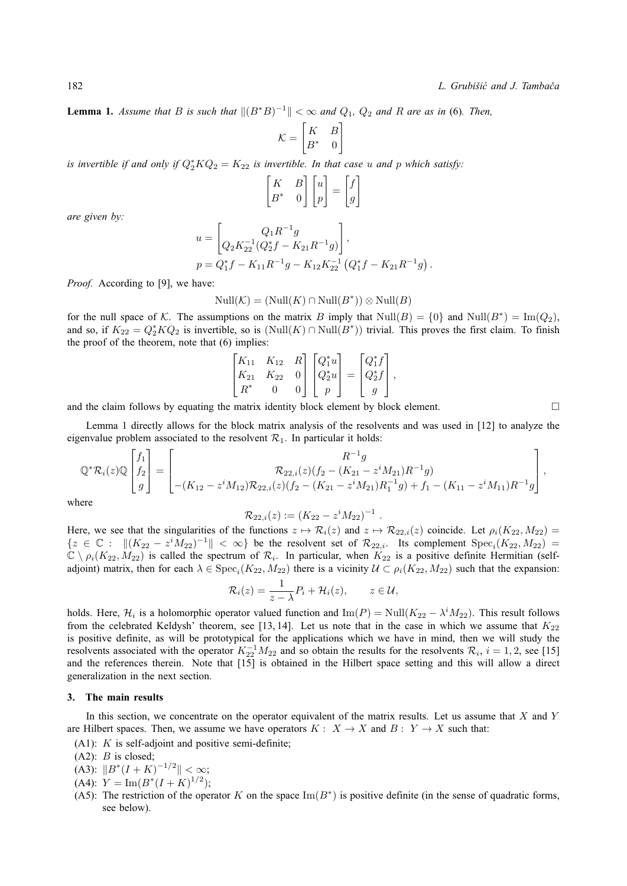**Lemma 1.** *Assume that $B$ is such that $\|(B^*B)^{-1}\| < \infty$ and $Q_1$, $Q_2$ and $R$ are as in* (6). *Then,*

$$\mathcal{K} = \begin{bmatrix} K & B \\ B^* & 0 \end{bmatrix}$$

*is invertible if and only if $Q_2^* K Q_2 = K_{22}$ is invertible. In that case $u$ and $p$ which satisfy:*

$$\begin{bmatrix} K & B \\ B^* & 0 \end{bmatrix} \begin{bmatrix} u \\ p \end{bmatrix} = \begin{bmatrix} f \\ g \end{bmatrix}$$

*are given by:*

$$u = \begin{bmatrix} Q_1 R^{-1} g \\ Q_2 K_{22}^{-1}(Q_2^* f - K_{21} R^{-1} g) \end{bmatrix},$$
$$p = Q_1^* f - K_{11} R^{-1} g - K_{12} K_{22}^{-1} \left( Q_1^* f - K_{21} R^{-1} g \right).$$

*Proof.* According to [9], we have:

$$\mathrm{Null}(\mathcal{K}) = (\mathrm{Null}(K) \cap \mathrm{Null}(B^*)) \otimes \mathrm{Null}(B)$$

for the null space of $\mathcal{K}$. The assumptions on the matrix $B$ imply that $\mathrm{Null}(B) = \{0\}$ and $\mathrm{Null}(B^*) = \mathrm{Im}(Q_2)$, and so, if $K_{22} = Q_2^* K Q_2$ is invertible, so is $(\mathrm{Null}(K) \cap \mathrm{Null}(B^*))$ trivial. This proves the first claim. To finish the proof of the theorem, note that (6) implies:

$$\begin{bmatrix} K_{11} & K_{12} & R \\ K_{21} & K_{22} & 0 \\ R^* & 0 & 0 \end{bmatrix} \begin{bmatrix} Q_1^* u \\ Q_2^* u \\ p \end{bmatrix} = \begin{bmatrix} Q_1^* f \\ Q_2^* f \\ g \end{bmatrix},$$

and the claim follows by equating the matrix identity block element by block element. □

Lemma 1 directly allows for the block matrix analysis of the resolvents and was used in [12] to analyze the eigenvalue problem associated to the resolvent $\mathcal{R}_1$. In particular it holds:

$$\mathbb{Q}^* \mathcal{R}_i(z) \mathbb{Q} \begin{bmatrix} f_1 \\ f_2 \\ g \end{bmatrix} = \begin{bmatrix} R^{-1} g \\ \mathcal{R}_{22,i}(z)(f_2 - (K_{21} - z^i M_{21}) R^{-1} g) \\ -(K_{12} - z^i M_{12}) \mathcal{R}_{22,i}(z)(f_2 - (K_{21} - z^i M_{21}) R_1^{-1} g) + f_1 - (K_{11} - z^i M_{11}) R^{-1} g \end{bmatrix},$$

where

$$\mathcal{R}_{22,i}(z) := (K_{22} - z^i M_{22})^{-1}.$$

Here, we see that the singularities of the functions $z \mapsto \mathcal{R}_i(z)$ and $z \mapsto \mathcal{R}_{22,i}(z)$ coincide. Let $\rho_i(K_{22}, M_{22}) = \{z \in \mathbb{C} : \ \|(K_{22} - z^i M_{22})^{-1}\| < \infty\}$ be the resolvent set of $\mathcal{R}_{22,i}$. Its complement $\mathrm{Spec}_i(K_{22}, M_{22}) = \mathbb{C} \setminus \rho_i(K_{22}, M_{22})$ is called the spectrum of $\mathcal{R}_i$. In particular, when $K_{22}$ is a positive definite Hermitian (self-adjoint) matrix, then for each $\lambda \in \mathrm{Spec}_i(K_{22}, M_{22})$ there is a vicinity $\mathcal{U} \subset \rho_i(K_{22}, M_{22})$ such that the expansion:

$$\mathcal{R}_i(z) = \frac{1}{z - \lambda} P_i + \mathcal{H}_i(z), \qquad z \in \mathcal{U},$$

holds. Here, $\mathcal{H}_i$ is a holomorphic operator valued function and $\mathrm{Im}(P) = \mathrm{Null}(K_{22} - \lambda^i M_{22})$. This result follows from the celebrated Keldysh' theorem, see [13, 14]. Let us note that in the case in which we assume that $K_{22}$ is positive definite, as will be prototypical for the applications which we have in mind, then we will study the resolvents associated with the operator $K_{22}^{-1} M_{22}$ and so obtain the results for the resolvents $\mathcal{R}_i$, $i = 1, 2$, see [15] and the references therein. Note that [15] is obtained in the Hilbert space setting and this will allow a direct generalization in the next section.

## 3. The main results

In this section, we concentrate on the operator equivalent of the matrix results. Let us assume that $X$ and $Y$ are Hilbert spaces. Then, we assume we have operators $K : X \to X$ and $B : Y \to X$ such that:

- (A1): $K$ is self-adjoint and positive semi-definite;
- (A2): $B$ is closed;
- (A3): $\|B^*(I + K)^{-1/2}\| < \infty$;
- (A4): $Y = \mathrm{Im}(B^*(I + K)^{1/2})$;
- (A5): The restriction of the operator $K$ on the space $\mathrm{Im}(B^*)$ is positive definite (in the sense of quadratic forms, see below).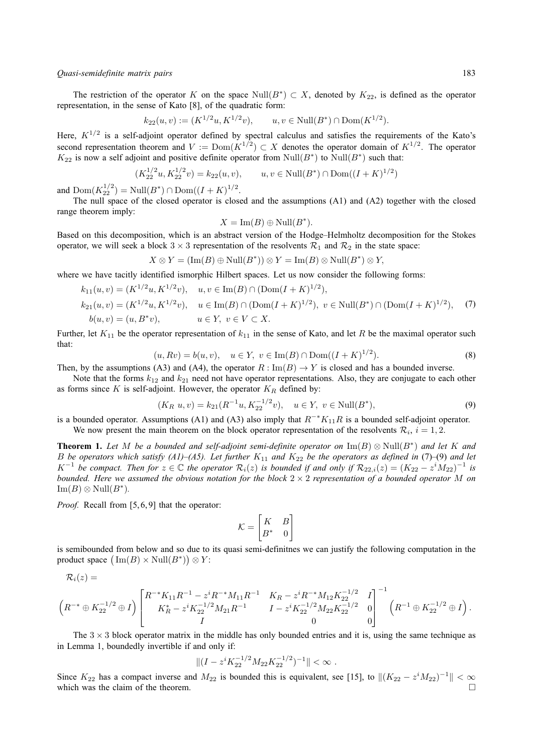The restriction of the operator $K$ on the space $\mathrm{Null}(B^*) \subset X$, denoted by $K_{22}$, is defined as the operator representation, in the sense of Kato [8], of the quadratic form:

$$k_{22}(u,v) := (K^{1/2}u, K^{1/2}v), \qquad u,v \in \mathrm{Null}(B^*) \cap \mathrm{Dom}(K^{1/2}).$$

Here, $K^{1/2}$ is a self-adjoint operator defined by spectral calculus and satisfies the requirements of the Kato's second representation theorem and $V := \mathrm{Dom}(K^{1/2}) \subset X$ denotes the operator domain of $K^{1/2}$. The operator $K_{22}$ is now a self adjoint and positive definite operator from $\mathrm{Null}(B^*)$ to $\mathrm{Null}(B^*)$ such that:

$$(K_{22}^{1/2}u, K_{22}^{1/2}v) = k_{22}(u,v), \qquad u,v \in \mathrm{Null}(B^*) \cap \mathrm{Dom}((I+K)^{1/2})$$

and $\mathrm{Dom}(K_{22}^{1/2}) = \mathrm{Null}(B^*) \cap \mathrm{Dom}((I+K)^{1/2})$.

The null space of the closed operator is closed and the assumptions (A1) and (A2) together with the closed range theorem imply:

$$X = \mathrm{Im}(B) \oplus \mathrm{Null}(B^*).$$

Based on this decomposition, which is an abstract version of the Hodge–Helmholtz decomposition for the Stokes operator, we will seek a block $3 \times 3$ representation of the resolvents $\mathcal{R}_1$ and $\mathcal{R}_2$ in the state space:

$$X \otimes Y = (\mathrm{Im}(B) \oplus \mathrm{Null}(B^*)) \otimes Y = \mathrm{Im}(B) \otimes \mathrm{Null}(B^*) \otimes Y,$$

where we have tacitly identified ismorphic Hilbert spaces. Let us now consider the following forms:

$$\begin{aligned}
k_{11}(u,v) &= (K^{1/2}u, K^{1/2}v), \quad u,v \in \mathrm{Im}(B) \cap (\mathrm{Dom}(I+K)^{1/2}),\\
k_{21}(u,v) &= (K^{1/2}u, K^{1/2}v), \quad u \in \mathrm{Im}(B) \cap (\mathrm{Dom}(I+K)^{1/2}),\ v \in \mathrm{Null}(B^*) \cap (\mathrm{Dom}(I+K)^{1/2}), \\
b(u,v) &= (u, B^*v), \qquad\qquad u \in Y,\ v \in V \subset X.
\end{aligned} \tag{7}$$

Further, let $K_{11}$ be the operator representation of $k_{11}$ in the sense of Kato, and let $R$ be the maximal operator such that:

$$(u, Rv) = b(u,v), \quad u \in Y,\ v \in \mathrm{Im}(B) \cap \mathrm{Dom}((I+K)^{1/2}). \tag{8}$$

Then, by the assumptions (A3) and (A4), the operator $R : \mathrm{Im}(B) \to Y$ is closed and has a bounded inverse.

Note that the forms $k_{12}$ and $k_{21}$ need not have operator representations. Also, they are conjugate to each other as forms since $K$ is self-adjoint. However, the operator $K_R$ defined by:

$$(K_R\, u, v) = k_{21}(R^{-1}u, K_{22}^{-1/2}v), \quad u \in Y,\ v \in \mathrm{Null}(B^*), \tag{9}$$

is a bounded operator. Assumptions (A1) and (A3) also imply that $R^{-*}K_{11}R$ is a bounded self-adjoint operator.

We now present the main theorem on the block operator representation of the resolvents $\mathcal{R}_i$, $i = 1,2$.

**Theorem 1.** *Let $M$ be a bounded and self-adjoint semi-definite operator on $\mathrm{Im}(B) \otimes \mathrm{Null}(B^*)$ and let $K$ and $B$ be operators which satisfy (A1)–(A5). Let further $K_{11}$ and $K_{22}$ be the operators as defined in* (7)–(9) *and let $K^{-1}$ be compact. Then for $z \in \mathbb{C}$ the operator $\mathcal{R}_i(z)$ is bounded if and only if $\mathcal{R}_{22,i}(z) = (K_{22} - z^i M_{22})^{-1}$ is bounded. Here we assumed the obvious notation for the block $2 \times 2$ representation of a bounded operator $M$ on $\mathrm{Im}(B) \otimes \mathrm{Null}(B^*)$.*

*Proof.* Recall from [5, 6, 9] that the operator:

$$\mathcal{K} = \begin{bmatrix} K & B \\ B^* & 0 \end{bmatrix}$$

is semibounded from below and so due to its quasi semi-definitnes we can justify the following computation in the product space $\big(\mathrm{Im}(B) \times \mathrm{Null}(B^*)\big) \otimes Y$:

$$\mathcal{R}_i(z) =$$

$$\left(R^{-*} \oplus K_{22}^{-1/2} \oplus I\right) \begin{bmatrix} R^{-*}K_{11}R^{-1} - z^i R^{-*}M_{11}R^{-1} & K_R - z^i R^{-*}M_{12}K_{22}^{-1/2} & I \\ K_R^* - z^i K_{22}^{-1/2}M_{21}R^{-1} & I - z^i K_{22}^{-1/2}M_{22}K_{22}^{-1/2} & 0 \\ I & 0 & 0 \end{bmatrix}^{-1} \left(R^{-1} \oplus K_{22}^{-1/2} \oplus I\right).$$

The $3 \times 3$ block operator matrix in the middle has only bounded entries and it is, using the same technique as in Lemma 1, boundedly invertible if and only if:

$$\|(I - z^i K_{22}^{-1/2}M_{22}K_{22}^{-1/2})^{-1}\| < \infty\ .$$

Since $K_{22}$ has a compact inverse and $M_{22}$ is bounded this is equivalent, see [15], to $\|(K_{22} - z^i M_{22})^{-1}\| < \infty$ which was the claim of the theorem. $\square$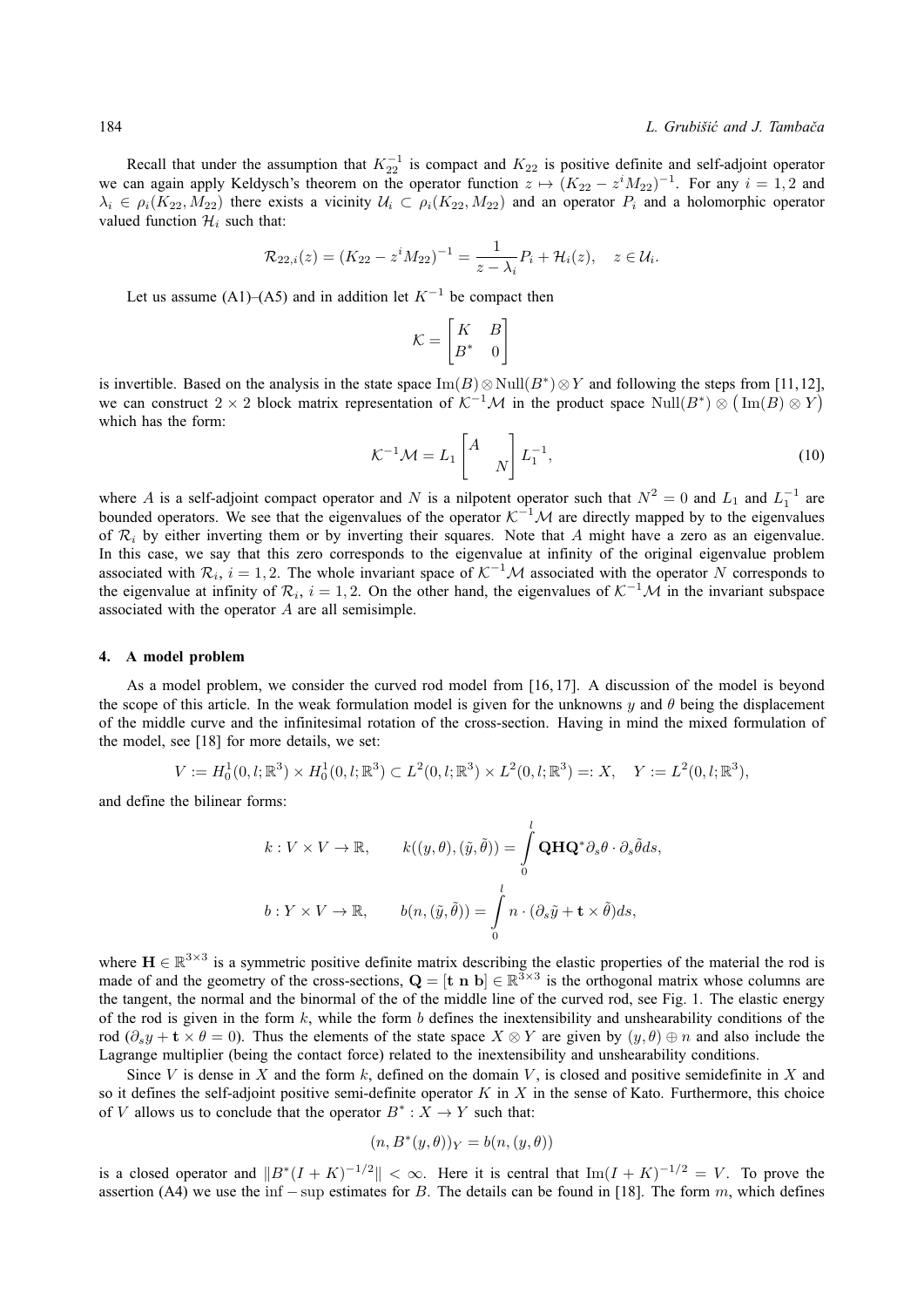Recall that under the assumption that $K_{22}^{-1}$ is compact and $K_{22}$ is positive definite and self-adjoint operator we can again apply Keldysch's theorem on the operator function $z \mapsto (K_{22} - z^i M_{22})^{-1}$. For any $i = 1, 2$ and $\lambda_i \in \rho_i(K_{22}, M_{22})$ there exists a vicinity $\mathcal{U}_i \subset \rho_i(K_{22}, M_{22})$ and an operator $P_i$ and a holomorphic operator valued function $\mathcal{H}_i$ such that:

$$\mathcal{R}_{22,i}(z) = (K_{22} - z^i M_{22})^{-1} = \frac{1}{z - \lambda_i} P_i + \mathcal{H}_i(z), \quad z \in \mathcal{U}_i.$$

Let us assume (A1)–(A5) and in addition let $K^{-1}$ be compact then

$$\mathcal{K} = \begin{bmatrix} K & B \\ B^* & 0 \end{bmatrix}$$

is invertible. Based on the analysis in the state space $\mathrm{Im}(B) \otimes \mathrm{Null}(B^*) \otimes Y$ and following the steps from [11,12], we can construct $2 \times 2$ block matrix representation of $\mathcal{K}^{-1}\mathcal{M}$ in the product space $\mathrm{Null}(B^*) \otimes \big(\mathrm{Im}(B) \otimes Y\big)$ which has the form:

$$\mathcal{K}^{-1}\mathcal{M} = L_1 \begin{bmatrix} A & \\ & N \end{bmatrix} L_1^{-1}, \tag{10}$$

where $A$ is a self-adjoint compact operator and $N$ is a nilpotent operator such that $N^2 = 0$ and $L_1$ and $L_1^{-1}$ are bounded operators. We see that the eigenvalues of the operator $\mathcal{K}^{-1}\mathcal{M}$ are directly mapped by to the eigenvalues of $\mathcal{R}_i$ by either inverting them or by inverting their squares. Note that $A$ might have a zero as an eigenvalue. In this case, we say that this zero corresponds to the eigenvalue at infinity of the original eigenvalue problem associated with $\mathcal{R}_i$, $i = 1, 2$. The whole invariant space of $\mathcal{K}^{-1}\mathcal{M}$ associated with the operator $N$ corresponds to the eigenvalue at infinity of $\mathcal{R}_i$, $i = 1, 2$. On the other hand, the eigenvalues of $\mathcal{K}^{-1}\mathcal{M}$ in the invariant subspace associated with the operator $A$ are all semisimple.

## 4. A model problem

As a model problem, we consider the curved rod model from [16, 17]. A discussion of the model is beyond the scope of this article. In the weak formulation model is given for the unknowns $y$ and $\theta$ being the displacement of the middle curve and the infinitesimal rotation of the cross-section. Having in mind the mixed formulation of the model, see [18] for more details, we set:

$$V := H_0^1(0, l; \mathbb{R}^3) \times H_0^1(0, l; \mathbb{R}^3) \subset L^2(0, l; \mathbb{R}^3) \times L^2(0, l; \mathbb{R}^3) =: X, \quad Y := L^2(0, l; \mathbb{R}^3),$$

and define the bilinear forms:

$$k : V \times V \to \mathbb{R}, \qquad k((y, \theta), (\tilde{y}, \tilde{\theta})) = \int_0^l \mathbf{QHQ}^* \partial_s \theta \cdot \partial_s \tilde{\theta} ds,$$

$$b : Y \times V \to \mathbb{R}, \qquad b(n, (\tilde{y}, \tilde{\theta})) = \int_0^l n \cdot (\partial_s \tilde{y} + \mathbf{t} \times \tilde{\theta}) ds,$$

where $\mathbf{H} \in \mathbb{R}^{3 \times 3}$ is a symmetric positive definite matrix describing the elastic properties of the material the rod is made of and the geometry of the cross-sections, $\mathbf{Q} = [\mathbf{t}\ \mathbf{n}\ \mathbf{b}] \in \mathbb{R}^{3 \times 3}$ is the orthogonal matrix whose columns are the tangent, the normal and the binormal of the of the middle line of the curved rod, see Fig. 1. The elastic energy of the rod is given in the form $k$, while the form $b$ defines the inextensibility and unshearability conditions of the rod ($\partial_s y + \mathbf{t} \times \theta = 0$). Thus the elements of the state space $X \otimes Y$ are given by $(y, \theta) \oplus n$ and also include the Lagrange multiplier (being the contact force) related to the inextensibility and unshearability conditions.

Since $V$ is dense in $X$ and the form $k$, defined on the domain $V$, is closed and positive semidefinite in $X$ and so it defines the self-adjoint positive semi-definite operator $K$ in $X$ in the sense of Kato. Furthermore, this choice of $V$ allows us to conclude that the operator $B^* : X \to Y$ such that:

$$(n, B^*(y, \theta))_Y = b(n, (y, \theta))$$

is a closed operator and $\|B^*(I + K)^{-1/2}\| < \infty$. Here it is central that $\mathrm{Im}(I + K)^{-1/2} = V$. To prove the assertion (A4) we use the $\inf - \sup$ estimates for $B$. The details can be found in [18]. The form $m$, which defines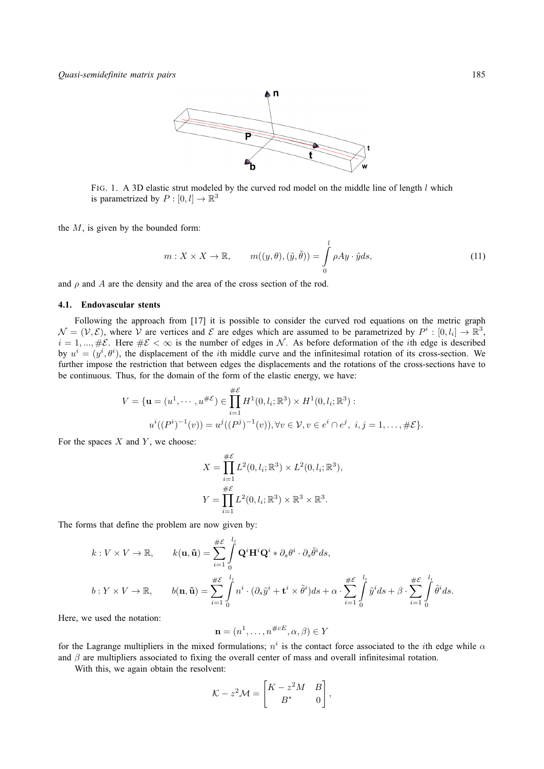FIG. 1. A 3D elastic strut modeled by the curved rod model on the middle line of length $l$ which is parametrized by $P : [0, l] \to \mathbb{R}^3$

the $M$, is given by the bounded form:

$$m : X \times X \to \mathbb{R}, \qquad m((y, \theta), (\tilde{y}, \tilde{\theta})) = \int_0^l \rho A y \cdot \tilde{y} ds, \tag{11}$$

and $\rho$ and $A$ are the density and the area of the cross section of the rod.

### 4.1. Endovascular stents

Following the approach from [17] it is possible to consider the curved rod equations on the metric graph $\mathcal{N} = (\mathcal{V}, \mathcal{E})$, where $\mathcal{V}$ are vertices and $\mathcal{E}$ are edges which are assumed to be parametrized by $P^i : [0, l_i] \to \mathbb{R}^3$, $i = 1, ..., \#\mathcal{E}$. Here $\#\mathcal{E} < \infty$ is the number of edges in $\mathcal{N}$. As before deformation of the $i$th edge is described by $u^i = (y^i, \theta^i)$, the displacement of the $i$th middle curve and the infinitesimal rotation of its cross-section. We further impose the restriction that between edges the displacements and the rotations of the cross-sections have to be continuous. Thus, for the domain of the form of the elastic energy, we have:

$$V = \{\mathbf{u} = (u^1, \cdots, u^{\#\mathcal{E}}) \in \prod_{i=1}^{\#\mathcal{E}} H^1(0, l_i; \mathbb{R}^3) \times H^1(0, l_i; \mathbb{R}^3) :$$
$$u^i((P^i)^{-1}(v)) = u^j((P^j)^{-1}(v)), \forall v \in \mathcal{V}, v \in e^i \cap e^j,\ i, j = 1, \ldots, \#\mathcal{E}\}.$$

For the spaces $X$ and $Y$, we choose:

$$X = \prod_{i=1}^{\#\mathcal{E}} L^2(0, l_i; \mathbb{R}^3) \times L^2(0, l_i; \mathbb{R}^3),$$
$$Y = \prod_{i=1}^{\#\mathcal{E}} L^2(0, l_i; \mathbb{R}^3) \times \mathbb{R}^3 \times \mathbb{R}^3.$$

The forms that define the problem are now given by:

$$k : V \times V \to \mathbb{R}, \qquad k(\mathbf{u}, \tilde{\mathbf{u}}) = \sum_{i=1}^{\#\mathcal{E}} \int_0^{l_i} \mathbf{Q}^i \mathbf{H}^i \mathbf{Q}^i * \partial_s \theta^i \cdot \partial_s \tilde{\theta}^i ds,$$

$$b : Y \times V \to \mathbb{R}, \qquad b(\mathbf{n}, \tilde{\mathbf{u}}) = \sum_{i=1}^{\#\mathcal{E}} \int_0^{l_i} n^i \cdot (\partial_s \tilde{y}^i + \mathbf{t}^i \times \tilde{\theta}^i) ds + \alpha \cdot \sum_{i=1}^{\#\mathcal{E}} \int_0^{l_i} \tilde{y}^i ds + \beta \cdot \sum_{i=1}^{\#\mathcal{E}} \int_0^{l_i} \tilde{\theta}^i ds.$$

Here, we used the notation:

$$\mathbf{n} = (n^1, \ldots, n^{\#cE}, \alpha, \beta) \in Y$$

for the Lagrange multipliers in the mixed formulations; $n^i$ is the contact force associated to the $i$th edge while $\alpha$ and $\beta$ are multipliers associated to fixing the overall center of mass and overall infinitesimal rotation.

With this, we again obtain the resolvent:

$$\mathcal{K} - z^2 \mathcal{M} = \begin{bmatrix} K - z^2 M & B \\ B^* & 0 \end{bmatrix},$$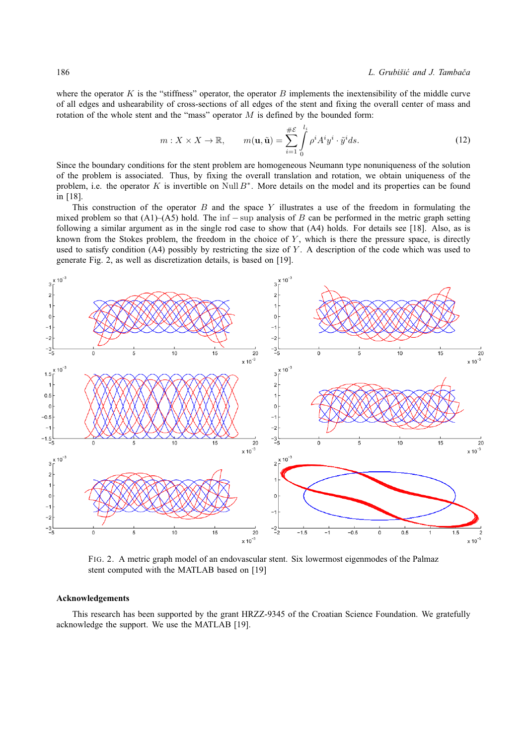where the operator $K$ is the "stiffness" operator, the operator $B$ implements the inextensibility of the middle curve of all edges and ushearability of cross-sections of all edges of the stent and fixing the overall center of mass and rotation of the whole stent and the "mass" operator $M$ is defined by the bounded form:

$$m : X \times X \to \mathbb{R}, \qquad m(\mathbf{u}, \tilde{\mathbf{u}}) = \sum_{i=1}^{\#\mathcal{E}} \int_0^{l_i} \rho^i A^i y^i \cdot \tilde{y}^i ds. \tag{12}$$

Since the boundary conditions for the stent problem are homogeneous Neumann type nonuniqueness of the solution of the problem is associated. Thus, by fixing the overall translation and rotation, we obtain uniqueness of the problem, i.e. the operator $K$ is invertible on $\mathrm{Null}\, B^*$. More details on the model and its properties can be found in [18].

This construction of the operator $B$ and the space $Y$ illustrates a use of the freedom in formulating the mixed problem so that (A1)–(A5) hold. The $\inf - \sup$ analysis of $B$ can be performed in the metric graph setting following a similar argument as in the single rod case to show that (A4) holds. For details see [18]. Also, as is known from the Stokes problem, the freedom in the choice of $Y$, which is there the pressure space, is directly used to satisfy condition (A4) possibly by restricting the size of $Y$. A description of the code which was used to generate Fig. 2, as well as discretization details, is based on [19].

FIG. 2. A metric graph model of an endovascular stent. Six lowermost eigenmodes of the Palmaz stent computed with the MATLAB based on [19]

**Acknowledgements**

This research has been supported by the grant HRZZ-9345 of the Croatian Science Foundation. We gratefully acknowledge the support. We use the MATLAB [19].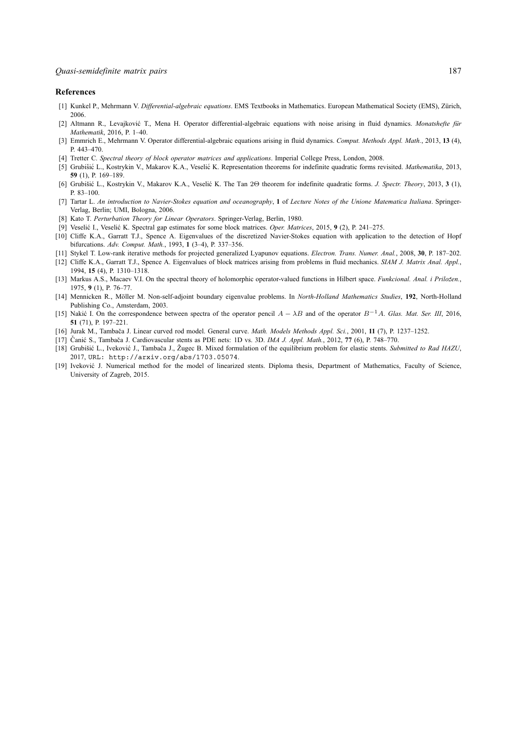## References

[1] Kunkel P., Mehrmann V. *Differential-algebraic equations*. EMS Textbooks in Mathematics. European Mathematical Society (EMS), Zürich, 2006.

[2] Altmann R., Levajković T., Mena H. Operator differential-algebraic equations with noise arising in fluid dynamics. *Monatshefte für Mathematik*, 2016, P. 1–40.

[3] Emmrich E., Mehrmann V. Operator differential-algebraic equations arising in fluid dynamics. *Comput. Methods Appl. Math.*, 2013, **13** (4), P. 443–470.

[4] Tretter C. *Spectral theory of block operator matrices and applications*. Imperial College Press, London, 2008.

[5] Grubišić L., Kostrykin V., Makarov K.A., Veselić K. Representation theorems for indefinite quadratic forms revisited. *Mathematika*, 2013, **59** (1), P. 169–189.

[6] Grubišić L., Kostrykin V., Makarov K.A., Veselić K. The Tan 2Θ theorem for indefinite quadratic forms. *J. Spectr. Theory*, 2013, **3** (1), P. 83–100.

[7] Tartar L. *An introduction to Navier-Stokes equation and oceanography*, **1** of *Lecture Notes of the Unione Matematica Italiana*. Springer-Verlag, Berlin; UMI, Bologna, 2006.

[8] Kato T. *Perturbation Theory for Linear Operators*. Springer-Verlag, Berlin, 1980.

[9] Veselić I., Veselić K. Spectral gap estimates for some block matrices. *Oper. Matrices*, 2015, **9** (2), P. 241–275.

[10] Cliffe K.A., Garratt T.J., Spence A. Eigenvalues of the discretized Navier-Stokes equation with application to the detection of Hopf bifurcations. *Adv. Comput. Math.*, 1993, **1** (3–4), P. 337–356.

[11] Stykel T. Low-rank iterative methods for projected generalized Lyapunov equations. *Electron. Trans. Numer. Anal.*, 2008, **30**, P. 187–202.

[12] Cliffe K.A., Garratt T.J., Spence A. Eigenvalues of block matrices arising from problems in fluid mechanics. *SIAM J. Matrix Anal. Appl.*, 1994, **15** (4), P. 1310–1318.

[13] Markus A.S., Macaev V.I. On the spectral theory of holomorphic operator-valued functions in Hilbert space. *Funkcional. Anal. i Priložen.*, 1975, **9** (1), P. 76–77.

[14] Mennicken R., Möller M. Non-self-adjoint boundary eigenvalue problems. In *North-Holland Mathematics Studies*, **192**, North-Holland Publishing Co., Amsterdam, 2003.

[15] Nakić I. On the correspondence between spectra of the operator pencil $A - \lambda B$ and of the operator $B^{-1}A$. *Glas. Mat. Ser. III*, 2016, **51** (71), P. 197–221.

[16] Jurak M., Tambača J. Linear curved rod model. General curve. *Math. Models Methods Appl. Sci.*, 2001, **11** (7), P. 1237–1252.

[17] Čanić S., Tambača J. Cardiovascular stents as PDE nets: 1D vs. 3D. *IMA J. Appl. Math.*, 2012, **77** (6), P. 748–770.

[18] Grubišić L., Iveković J., Tambača J., Žugec B. Mixed formulation of the equilibrium problem for elastic stents. *Submitted to Rad HAZU*, 2017, URL: http://arxiv.org/abs/1703.05074.

[19] Iveković J. Numerical method for the model of linearized stents. Diploma thesis, Department of Mathematics, Faculty of Science, University of Zagreb, 2015.